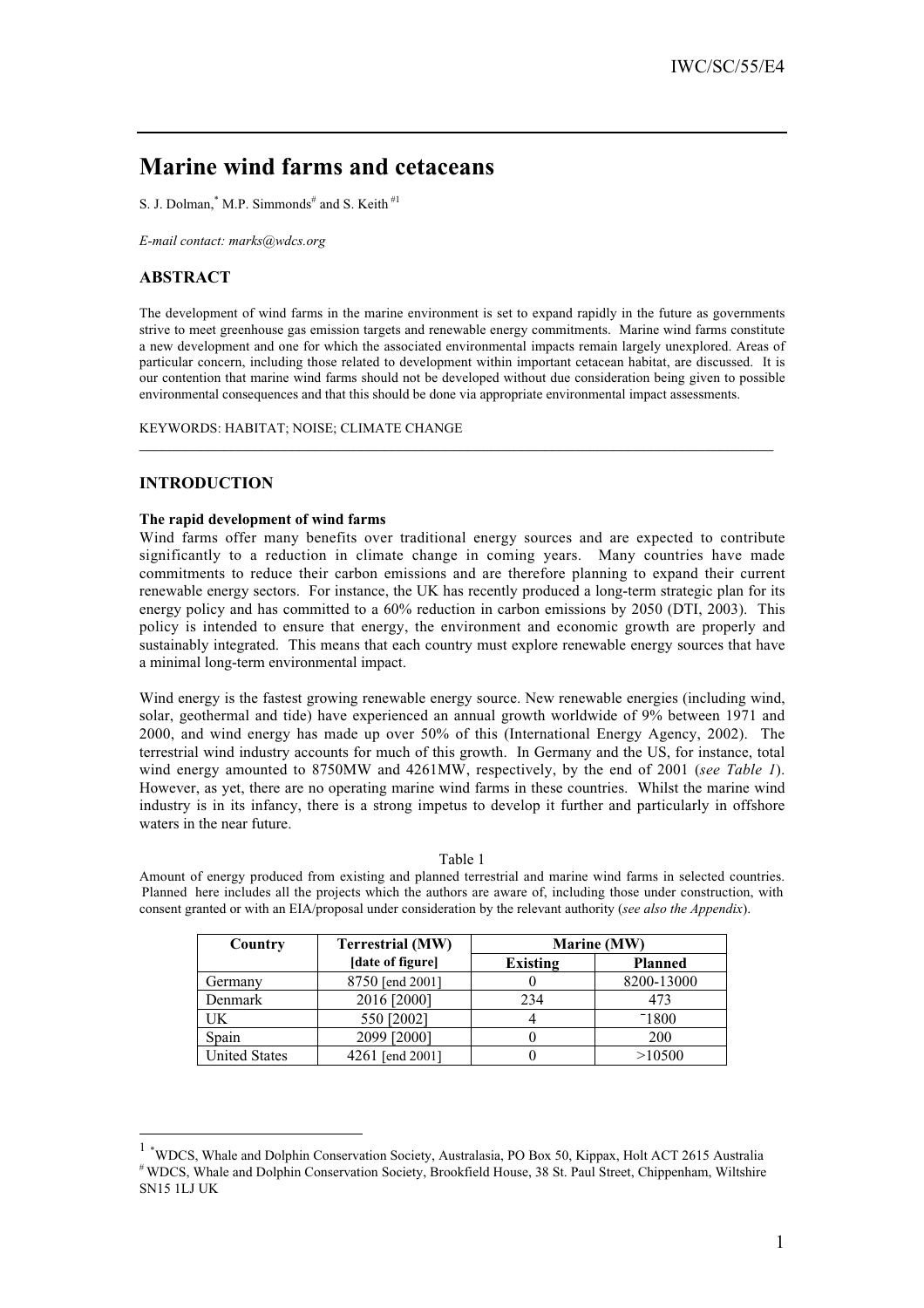# Marine wind farms and cetaceans

S. J. Dolman,* M.P. Simmonds# and S. Keith #1

*E-mail contact: marks@wdcs.org*

## ABSTRACT

The development of wind farms in the marine environment is set to expand rapidly in the future as governments strive to meet greenhouse gas emission targets and renewable energy commitments. Marine wind farms constitute a new development and one for which the associated environmental impacts remain largely unexplored. Areas of particular concern, including those related to development within important cetacean habitat, are discussed. It is our contention that marine wind farms should not be developed without due consideration being given to possible environmental consequences and that this should be done via appropriate environmental impact assessments.

KEYWORDS: HABITAT; NOISE; CLIMATE CHANGE

## INTRODUCTION

**The rapid development of wind farms**

Wind farms offer many benefits over traditional energy sources and are expected to contribute significantly to a reduction in climate change in coming years. Many countries have made commitments to reduce their carbon emissions and are therefore planning to expand their current renewable energy sectors. For instance, the UK has recently produced a long-term strategic plan for its energy policy and has committed to a 60% reduction in carbon emissions by 2050 (DTI, 2003). This policy is intended to ensure that energy, the environment and economic growth are properly and sustainably integrated. This means that each country must explore renewable energy sources that have a minimal long-term environmental impact.

Wind energy is the fastest growing renewable energy source. New renewable energies (including wind, solar, geothermal and tide) have experienced an annual growth worldwide of 9% between 1971 and 2000, and wind energy has made up over 50% of this (International Energy Agency, 2002). The terrestrial wind industry accounts for much of this growth. In Germany and the US, for instance, total wind energy amounted to 8750MW and 4261MW, respectively, by the end of 2001 (*see Table 1*). However, as yet, there are no operating marine wind farms in these countries. Whilst the marine wind industry is in its infancy, there is a strong impetus to develop it further and particularly in offshore waters in the near future.

Table 1

Amount of energy produced from existing and planned terrestrial and marine wind farms in selected countries. Planned here includes all the projects which the authors are aware of, including those under construction, with consent granted or with an EIA/proposal under consideration by the relevant authority (*see also the Appendix*).

| Country | Terrestrial (MW) [date of figure] | Marine (MW) | |
|---|---|---|---|
| | | Existing | Planned |
| Germany | 8750 [end 2001] | 0 | 8200-13000 |
| Denmark | 2016 [2000] | 234 | 473 |
| UK | 550 [2002] | 4 | ~1800 |
| Spain | 2099 [2000] | 0 | 200 |
| United States | 4261 [end 2001] | 0 | >10500 |

[1] *WDCS, Whale and Dolphin Conservation Society, Australasia, PO Box 50, Kippax, Holt ACT 2615 Australia
# WDCS, Whale and Dolphin Conservation Society, Brookfield House, 38 St. Paul Street, Chippenham, Wiltshire SN15 1LJ UK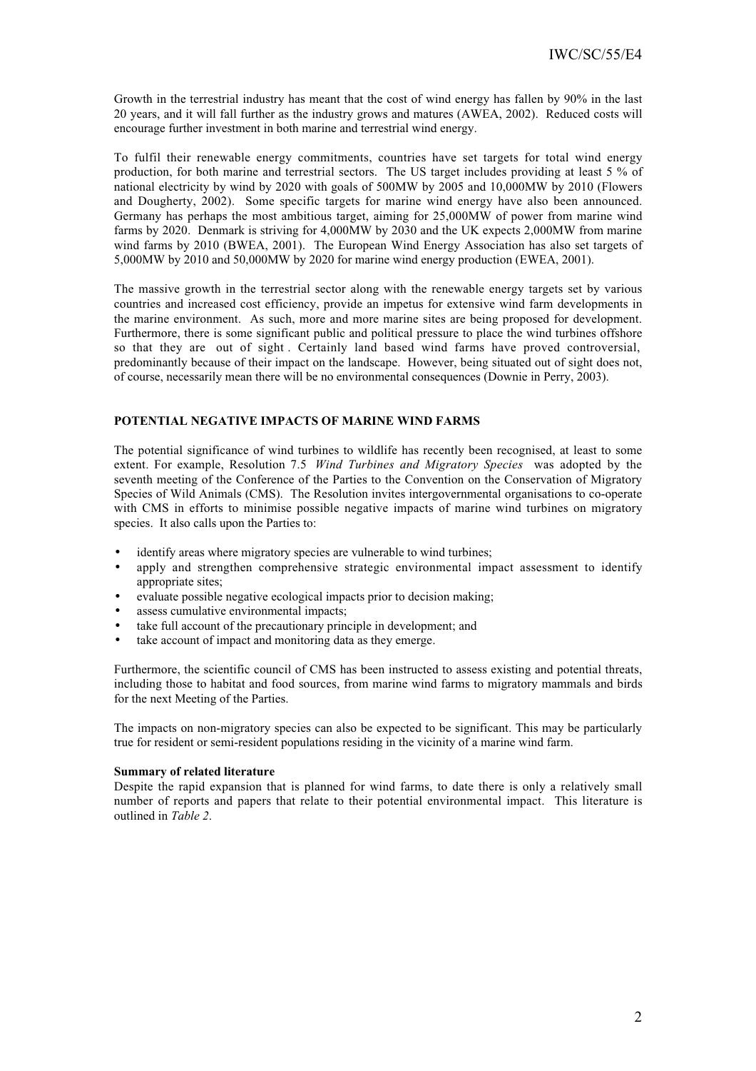Growth in the terrestrial industry has meant that the cost of wind energy has fallen by 90% in the last 20 years, and it will fall further as the industry grows and matures (AWEA, 2002). Reduced costs will encourage further investment in both marine and terrestrial wind energy.

To fulfil their renewable energy commitments, countries have set targets for total wind energy production, for both marine and terrestrial sectors. The US target includes providing at least 5 % of national electricity by wind by 2020 with goals of 500MW by 2005 and 10,000MW by 2010 (Flowers and Dougherty, 2002). Some specific targets for marine wind energy have also been announced. Germany has perhaps the most ambitious target, aiming for 25,000MW of power from marine wind farms by 2020. Denmark is striving for 4,000MW by 2030 and the UK expects 2,000MW from marine wind farms by 2010 (BWEA, 2001). The European Wind Energy Association has also set targets of 5,000MW by 2010 and 50,000MW by 2020 for marine wind energy production (EWEA, 2001).

The massive growth in the terrestrial sector along with the renewable energy targets set by various countries and increased cost efficiency, provide an impetus for extensive wind farm developments in the marine environment. As such, more and more marine sites are being proposed for development. Furthermore, there is some significant public and political pressure to place the wind turbines offshore so that they are out of sight . Certainly land based wind farms have proved controversial, predominantly because of their impact on the landscape. However, being situated out of sight does not, of course, necessarily mean there will be no environmental consequences (Downie in Perry, 2003).

## POTENTIAL NEGATIVE IMPACTS OF MARINE WIND FARMS

The potential significance of wind turbines to wildlife has recently been recognised, at least to some extent. For example, Resolution 7.5 *Wind Turbines and Migratory Species* was adopted by the seventh meeting of the Conference of the Parties to the Convention on the Conservation of Migratory Species of Wild Animals (CMS). The Resolution invites intergovernmental organisations to co-operate with CMS in efforts to minimise possible negative impacts of marine wind turbines on migratory species. It also calls upon the Parties to:

- identify areas where migratory species are vulnerable to wind turbines;
- apply and strengthen comprehensive strategic environmental impact assessment to identify appropriate sites;
- evaluate possible negative ecological impacts prior to decision making;
- assess cumulative environmental impacts;
- take full account of the precautionary principle in development; and
- take account of impact and monitoring data as they emerge.

Furthermore, the scientific council of CMS has been instructed to assess existing and potential threats, including those to habitat and food sources, from marine wind farms to migratory mammals and birds for the next Meeting of the Parties.

The impacts on non-migratory species can also be expected to be significant. This may be particularly true for resident or semi-resident populations residing in the vicinity of a marine wind farm.

### Summary of related literature

Despite the rapid expansion that is planned for wind farms, to date there is only a relatively small number of reports and papers that relate to their potential environmental impact. This literature is outlined in *Table 2*.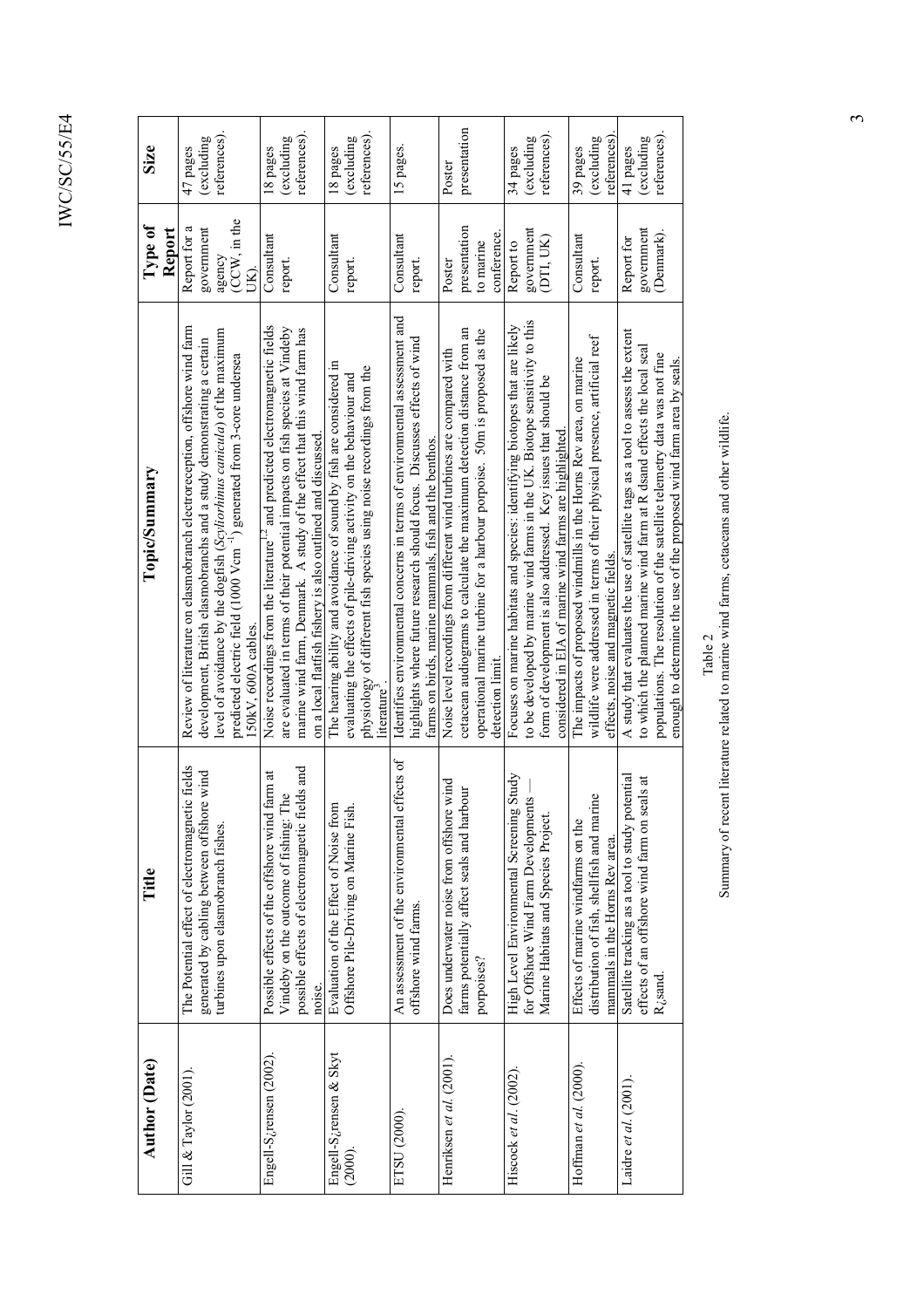| Author (Date) | Title | Topic/Summary | Type of Report | Size |
|---|---|---|---|---|
| Gill & Taylor (2001). | The Potential effect of electromagnetic fields generated by cabling between offshore wind turbines upon elasmobranch fishes. | Review of literature on elasmobranch electroreception, offshore wind farm development, British elasmobranchs and a study demonstrating a certain level of avoidance by the dogfish (*Scyliorhinus canicula*) of the maximum predicted electric field (1000 $Vcm^{-1}$) generated from 3-core undersea 150kV, 600A cables. | Report for a government agency (CCW, in the UK). | 47 pages (excluding references). |
| Engell-S¿rensen (2002). | Possible effects of the offshore wind farm at Vindeby on the outcome of fishing: The possible effects of electromagnetic fields and noise. | Noise recordings from the literature[1,2] and predicted electromagnetic fields are evaluated in terms of their potential impacts on fish species at Vindeby marine wind farm, Denmark. A study of the effect that this wind farm has on a local flatfish fishery is also outlined and discussed. | Consultant report. | 18 pages (excluding references). |
| Engell-S¿rensen & Skyt (2000). | Evaluation of the Effect of Noise from Offshore Pile-Driving on Marine Fish. | The hearing ability and avoidance of sound by fish are considered in evaluating the effects of pile-driving activity on the behaviour and physiology of different fish species using noise recordings from the literature[3]. | Consultant report. | 18 pages (excluding references). |
| ETSU (2000). | An assessment of the environmental effects of offshore wind farms. | Identifies environmental concerns in terms of environmental assessment and highlights where future research should focus. Discusses effects of wind farms on birds, marine mammals, fish and the benthos. | Consultant report. | 15 pages. |
| Henriksen *et al.* (2001). | Does underwater noise from offshore wind farms potentially affect seals and harbour porpoises? | Noise level recordings from different wind turbines are compared with cetacean audiograms to calculate the maximum detection distance from an operational marine turbine for a harbour porpoise. 50m is proposed as the detection limit. | Poster presentation to marine conference. | Poster presentation |
| Hiscock *et al.* (2002). | High Level Environmental Screening Study for Offshore Wind Farm Developments — Marine Habitats and Species Project. | Focuses on marine habitats and species: identifying biotopes that are likely to be developed by marine wind farms in the UK. Biotope sensitivity to this form of development is also addressed. Key issues that should be considered in EIA of marine wind farms are highlighted. | Report to government (DTI, UK) | 34 pages (excluding references). |
| Hoffman *et al.* (2000). | Effects of marine windfarms on the distribution of fish, shellfish and marine mammals in the Horns Rev area. | The impacts of proposed windmills in the Horns Rev area, on marine wildlife were addressed in terms of their physical presence, artificial reef effects, noise and magnetic fields. | Consultant report. | 39 pages (excluding references) |
| Laidre *et al.* (2001). | Satellite tracking as a tool to study potential effects of an offshore wind farm on seals at R¿sand. | A study that evaluates the use of satellite tags as a tool to assess the extent to which the planned marine wind farm at R dsand effects the local seal populations. The resolution of the satellite telemetry data was not fine enough to determine the use of the proposed wind farm area by seals. | Report for government (Denmark). | 41 pages (excluding references). |

Table 2

Summary of recent literature related to marine wind farms, cetaceans and other wildlife.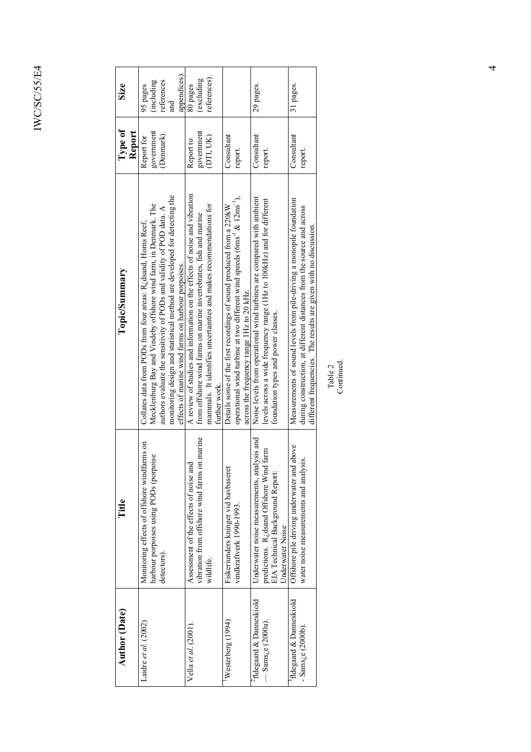| Author (Date) | Title | Topic/Summary | Type of Report | Size |
|---|---|---|---|---|
| Laidre *et al.* (2002) | Monitoring effects of offshore windfarms on harbour porpoises using PODs (porpoise detectors). | Collates data from PODs from four areas: R¿dsand, Horns Reef, Mecklenburg Bay and Vindeby offshore wind farm, in Denmark. The authors evaluate the sensitivity of PODs and validity of POD data. A monitoring design and statistical method are developed for detecting the effects of marine wind farms on harbour porpoises. | Report for government (Denmark). | 95 pages (including references and appendices). |
| Vella *et al.* (2001). | Assessment of the effects of noise and vibration from offshore wind farms on marine wildlife. | A review of studies and information on the effects of noise and vibration from offshore wind farms on marine invertebrates, fish and marine mammals. It identifies uncertainties and makes recommendations for further work. | Report to government (DTI, UK) | 80 pages (excluding references). |
| [1]Westerberg (1994) | Fiskeriunders kninger vid havbaseret vindkraftverk 1990-1993. | Details some of the first recordings of sound produced from a 220kW operational wind turbine at two different wind speeds ($6ms^{-1}$ & $12ms^{-1}$), across the frequency range 1Hz to 20 kHz. | Consultant report. | |
| [2]fldegaard & Danneskiold — Sams¿e (2000a). | Underwater noise measurements, analysis and predictions. R¿dsand Offshore Wind farm EIA Technical Background Report: Underwater Noise | Noise levels from operational wind turbines are compared with ambient levels across a wide frequency range (1Hz to 100kHz) and for different foundation types and power classes. | Consultant report. | 29 pages. |
| [3]fldegaard & Danneskiold - Sams¿e (2000b). | Offshore pile driving underwater and above water noise measurements and analysis. | Measurements of sound levels from pile-driving a monopile foundation during construction, at different distances from the source and across different frequencies. The results are given with no discussion. | Consultant report. | 31 pages. |

Table 2
Continued.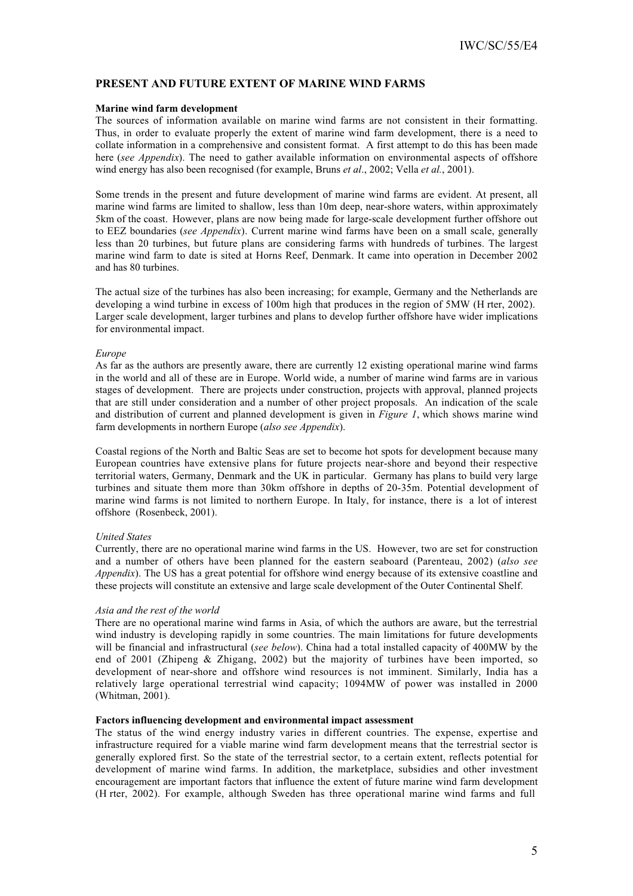## PRESENT AND FUTURE EXTENT OF MARINE WIND FARMS

### Marine wind farm development

The sources of information available on marine wind farms are not consistent in their formatting. Thus, in order to evaluate properly the extent of marine wind farm development, there is a need to collate information in a comprehensive and consistent format. A first attempt to do this has been made here (*see Appendix*). The need to gather available information on environmental aspects of offshore wind energy has also been recognised (for example, Bruns *et al*., 2002; Vella *et al.*, 2001).

Some trends in the present and future development of marine wind farms are evident. At present, all marine wind farms are limited to shallow, less than 10m deep, near-shore waters, within approximately 5km of the coast. However, plans are now being made for large-scale development further offshore out to EEZ boundaries (*see Appendix*). Current marine wind farms have been on a small scale, generally less than 20 turbines, but future plans are considering farms with hundreds of turbines. The largest marine wind farm to date is sited at Horns Reef, Denmark. It came into operation in December 2002 and has 80 turbines.

The actual size of the turbines has also been increasing; for example, Germany and the Netherlands are developing a wind turbine in excess of 100m high that produces in the region of 5MW (H rter, 2002). Larger scale development, larger turbines and plans to develop further offshore have wider implications for environmental impact.

#### *Europe*

As far as the authors are presently aware, there are currently 12 existing operational marine wind farms in the world and all of these are in Europe. World wide, a number of marine wind farms are in various stages of development. There are projects under construction, projects with approval, planned projects that are still under consideration and a number of other project proposals. An indication of the scale and distribution of current and planned development is given in *Figure 1*, which shows marine wind farm developments in northern Europe (*also see Appendix*).

Coastal regions of the North and Baltic Seas are set to become hot spots for development because many European countries have extensive plans for future projects near-shore and beyond their respective territorial waters, Germany, Denmark and the UK in particular. Germany has plans to build very large turbines and situate them more than 30km offshore in depths of 20-35m. Potential development of marine wind farms is not limited to northern Europe. In Italy, for instance, there is a lot of interest offshore (Rosenbeck, 2001).

#### *United States*

Currently, there are no operational marine wind farms in the US. However, two are set for construction and a number of others have been planned for the eastern seaboard (Parenteau, 2002) (*also see Appendix*). The US has a great potential for offshore wind energy because of its extensive coastline and these projects will constitute an extensive and large scale development of the Outer Continental Shelf.

#### *Asia and the rest of the world*

There are no operational marine wind farms in Asia, of which the authors are aware, but the terrestrial wind industry is developing rapidly in some countries. The main limitations for future developments will be financial and infrastructural (*see below*). China had a total installed capacity of 400MW by the end of 2001 (Zhipeng & Zhigang, 2002) but the majority of turbines have been imported, so development of near-shore and offshore wind resources is not imminent. Similarly, India has a relatively large operational terrestrial wind capacity; 1094MW of power was installed in 2000 (Whitman, 2001).

### Factors influencing development and environmental impact assessment

The status of the wind energy industry varies in different countries. The expense, expertise and infrastructure required for a viable marine wind farm development means that the terrestrial sector is generally explored first. So the state of the terrestrial sector, to a certain extent, reflects potential for development of marine wind farms. In addition, the marketplace, subsidies and other investment encouragement are important factors that influence the extent of future marine wind farm development (H rter, 2002). For example, although Sweden has three operational marine wind farms and full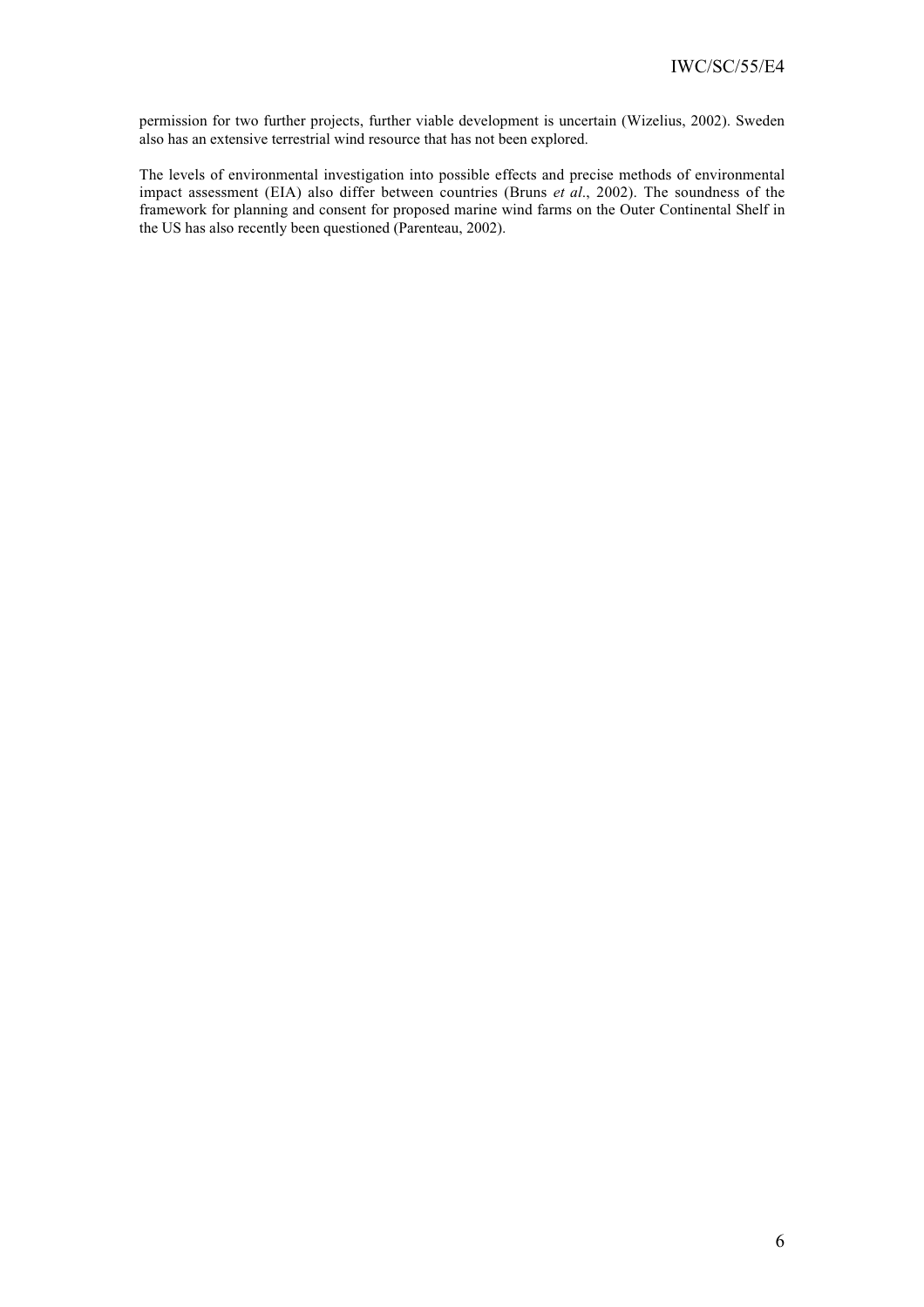permission for two further projects, further viable development is uncertain (Wizelius, 2002). Sweden also has an extensive terrestrial wind resource that has not been explored.

The levels of environmental investigation into possible effects and precise methods of environmental impact assessment (EIA) also differ between countries (Bruns *et al*., 2002). The soundness of the framework for planning and consent for proposed marine wind farms on the Outer Continental Shelf in the US has also recently been questioned (Parenteau, 2002).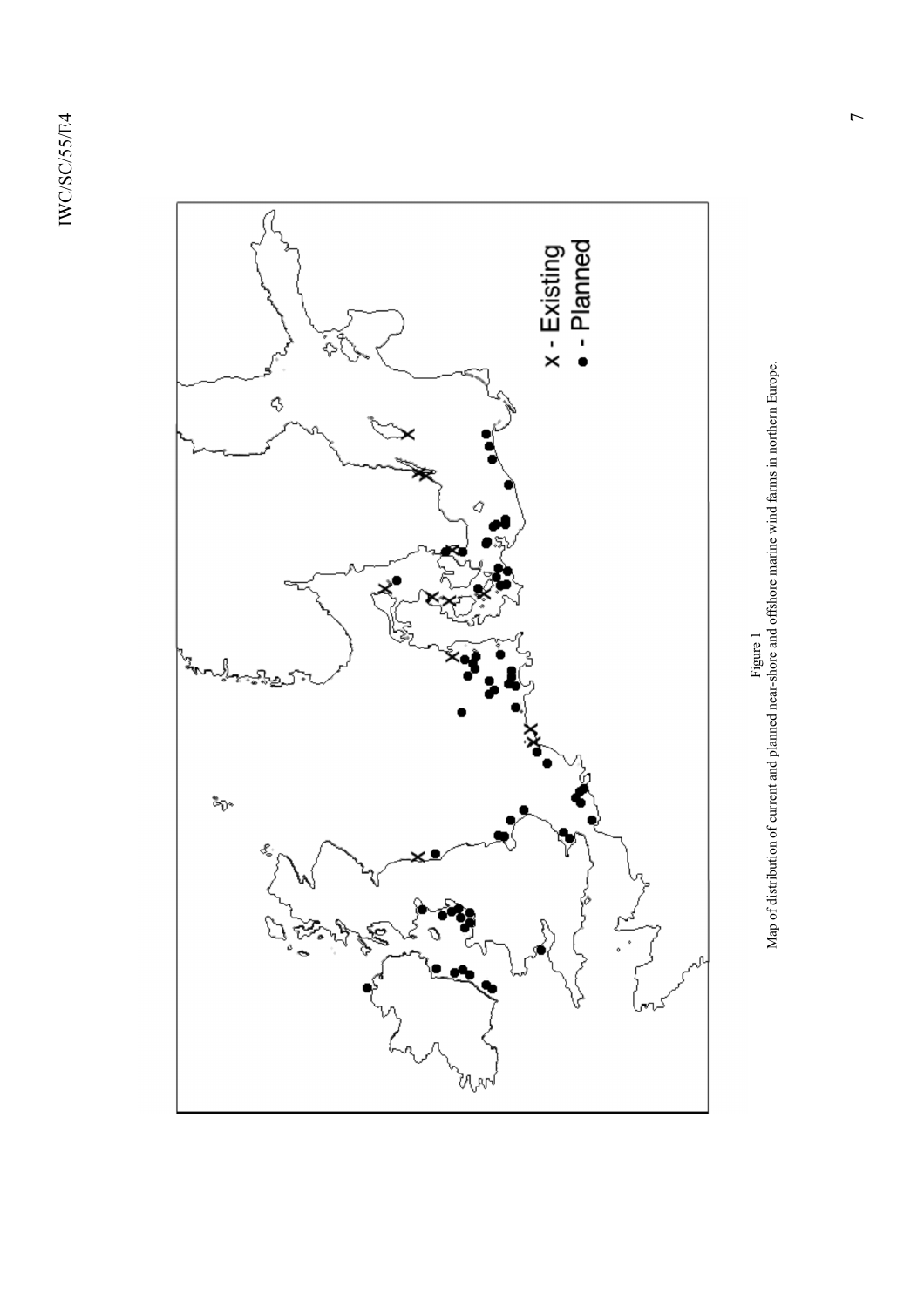Figure 1
Map of distribution of current and planned near-shore and offshore marine wind farms in northern Europe.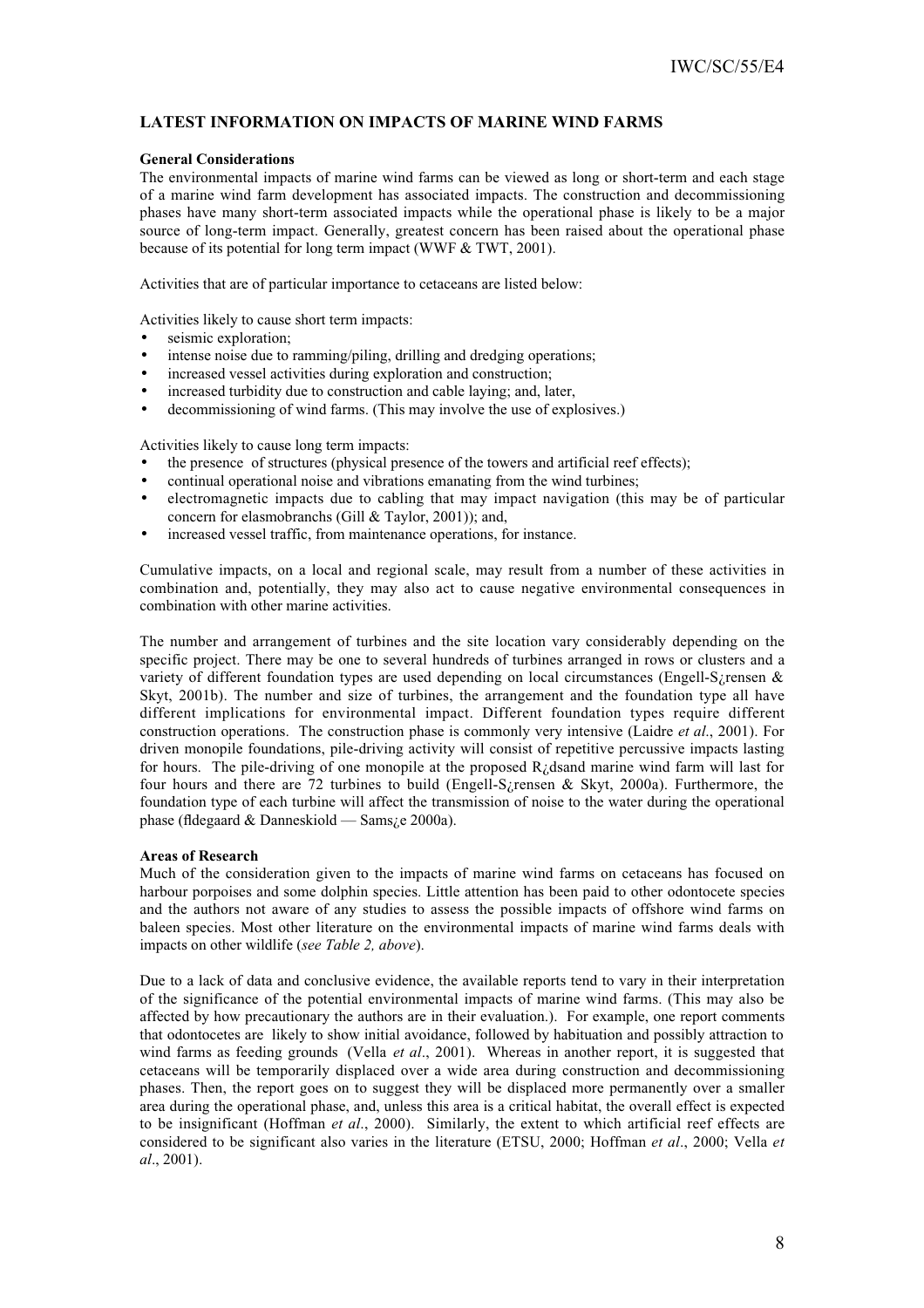## LATEST INFORMATION ON IMPACTS OF MARINE WIND FARMS

### General Considerations

The environmental impacts of marine wind farms can be viewed as long or short-term and each stage of a marine wind farm development has associated impacts. The construction and decommissioning phases have many short-term associated impacts while the operational phase is likely to be a major source of long-term impact. Generally, greatest concern has been raised about the operational phase because of its potential for long term impact (WWF & TWT, 2001).

Activities that are of particular importance to cetaceans are listed below:

Activities likely to cause short term impacts:

- seismic exploration;
- intense noise due to ramming/piling, drilling and dredging operations;
- increased vessel activities during exploration and construction;
- increased turbidity due to construction and cable laying; and, later,
- decommissioning of wind farms. (This may involve the use of explosives.)

Activities likely to cause long term impacts:

- the presence of structures (physical presence of the towers and artificial reef effects);
- continual operational noise and vibrations emanating from the wind turbines;
- electromagnetic impacts due to cabling that may impact navigation (this may be of particular concern for elasmobranchs (Gill & Taylor, 2001)); and,
- increased vessel traffic, from maintenance operations, for instance.

Cumulative impacts, on a local and regional scale, may result from a number of these activities in combination and, potentially, they may also act to cause negative environmental consequences in combination with other marine activities.

The number and arrangement of turbines and the site location vary considerably depending on the specific project. There may be one to several hundreds of turbines arranged in rows or clusters and a variety of different foundation types are used depending on local circumstances (Engell-S¿rensen & Skyt, 2001b). The number and size of turbines, the arrangement and the foundation type all have different implications for environmental impact. Different foundation types require different construction operations. The construction phase is commonly very intensive (Laidre *et al*., 2001). For driven monopile foundations, pile-driving activity will consist of repetitive percussive impacts lasting for hours. The pile-driving of one monopile at the proposed R¿dsand marine wind farm will last for four hours and there are 72 turbines to build (Engell-S¿rensen & Skyt, 2000a). Furthermore, the foundation type of each turbine will affect the transmission of noise to the water during the operational phase (fldegaard & Danneskiold — Sams¿e 2000a).

### Areas of Research

Much of the consideration given to the impacts of marine wind farms on cetaceans has focused on harbour porpoises and some dolphin species. Little attention has been paid to other odontocete species and the authors not aware of any studies to assess the possible impacts of offshore wind farms on baleen species. Most other literature on the environmental impacts of marine wind farms deals with impacts on other wildlife (*see Table 2, above*).

Due to a lack of data and conclusive evidence, the available reports tend to vary in their interpretation of the significance of the potential environmental impacts of marine wind farms. (This may also be affected by how precautionary the authors are in their evaluation.). For example, one report comments that odontocetes are likely to show initial avoidance, followed by habituation and possibly attraction to wind farms as feeding grounds (Vella *et al*., 2001). Whereas in another report, it is suggested that cetaceans will be temporarily displaced over a wide area during construction and decommissioning phases. Then, the report goes on to suggest they will be displaced more permanently over a smaller area during the operational phase, and, unless this area is a critical habitat, the overall effect is expected to be insignificant (Hoffman *et al*., 2000). Similarly, the extent to which artificial reef effects are considered to be significant also varies in the literature (ETSU, 2000; Hoffman *et al*., 2000; Vella *et al*., 2001).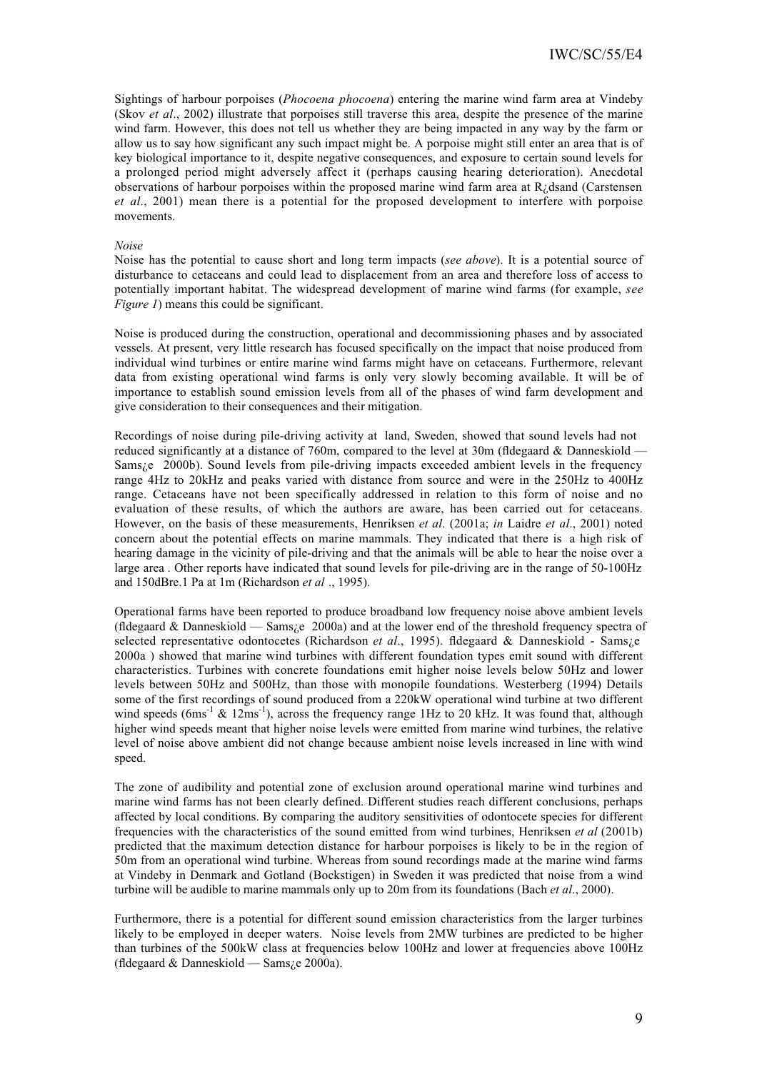Sightings of harbour porpoises (*Phocoena phocoena*) entering the marine wind farm area at Vindeby (Skov *et al*., 2002) illustrate that porpoises still traverse this area, despite the presence of the marine wind farm. However, this does not tell us whether they are being impacted in any way by the farm or allow us to say how significant any such impact might be. A porpoise might still enter an area that is of key biological importance to it, despite negative consequences, and exposure to certain sound levels for a prolonged period might adversely affect it (perhaps causing hearing deterioration). Anecdotal observations of harbour porpoises within the proposed marine wind farm area at R¿dsand (Carstensen *et al*., 2001) mean there is a potential for the proposed development to interfere with porpoise movements.

*Noise*

Noise has the potential to cause short and long term impacts (*see above*). It is a potential source of disturbance to cetaceans and could lead to displacement from an area and therefore loss of access to potentially important habitat. The widespread development of marine wind farms (for example, *see Figure 1*) means this could be significant.

Noise is produced during the construction, operational and decommissioning phases and by associated vessels. At present, very little research has focused specifically on the impact that noise produced from individual wind turbines or entire marine wind farms might have on cetaceans. Furthermore, relevant data from existing operational wind farms is only very slowly becoming available. It will be of importance to establish sound emission levels from all of the phases of wind farm development and give consideration to their consequences and their mitigation.

Recordings of noise during pile-driving activity at  land, Sweden, showed that sound levels had not reduced significantly at a distance of 760m, compared to the level at 30m (fldegaard & Danneskiold — Sams¿e  2000b). Sound levels from pile-driving impacts exceeded ambient levels in the frequency range 4Hz to 20kHz and peaks varied with distance from source and were in the 250Hz to 400Hz range. Cetaceans have not been specifically addressed in relation to this form of noise and no evaluation of these results, of which the authors are aware, has been carried out for cetaceans. However, on the basis of these measurements, Henriksen *et al*. (2001a; *in* Laidre *et al*., 2001) noted concern about the potential effects on marine mammals. They indicated that there is  a high risk of hearing damage in the vicinity of pile-driving and that the animals will be able to hear the noise over a large area . Other reports have indicated that sound levels for pile-driving are in the range of 50-100Hz and 150dBre.1 Pa at 1m (Richardson *et al* ., 1995).

Operational farms have been reported to produce broadband low frequency noise above ambient levels (fldegaard & Danneskiold — Sams¿e 2000a) and at the lower end of the threshold frequency spectra of selected representative odontocetes (Richardson *et al*., 1995). fldegaard & Danneskiold - Sams¿e 2000a ) showed that marine wind turbines with different foundation types emit sound with different characteristics. Turbines with concrete foundations emit higher noise levels below 50Hz and lower levels between 50Hz and 500Hz, than those with monopile foundations. Westerberg (1994) Details some of the first recordings of sound produced from a 220kW operational wind turbine at two different wind speeds ($6ms^{-1}$ & $12ms^{-1}$), across the frequency range 1Hz to 20 kHz. It was found that, although higher wind speeds meant that higher noise levels were emitted from marine wind turbines, the relative level of noise above ambient did not change because ambient noise levels increased in line with wind speed.

The zone of audibility and potential zone of exclusion around operational marine wind turbines and marine wind farms has not been clearly defined. Different studies reach different conclusions, perhaps affected by local conditions. By comparing the auditory sensitivities of odontocete species for different frequencies with the characteristics of the sound emitted from wind turbines, Henriksen *et al* (2001b) predicted that the maximum detection distance for harbour porpoises is likely to be in the region of 50m from an operational wind turbine. Whereas from sound recordings made at the marine wind farms at Vindeby in Denmark and Gotland (Bockstigen) in Sweden it was predicted that noise from a wind turbine will be audible to marine mammals only up to 20m from its foundations (Bach *et al*., 2000).

Furthermore, there is a potential for different sound emission characteristics from the larger turbines likely to be employed in deeper waters.  Noise levels from 2MW turbines are predicted to be higher than turbines of the 500kW class at frequencies below 100Hz and lower at frequencies above 100Hz (fldegaard & Danneskiold — Sams¿e 2000a).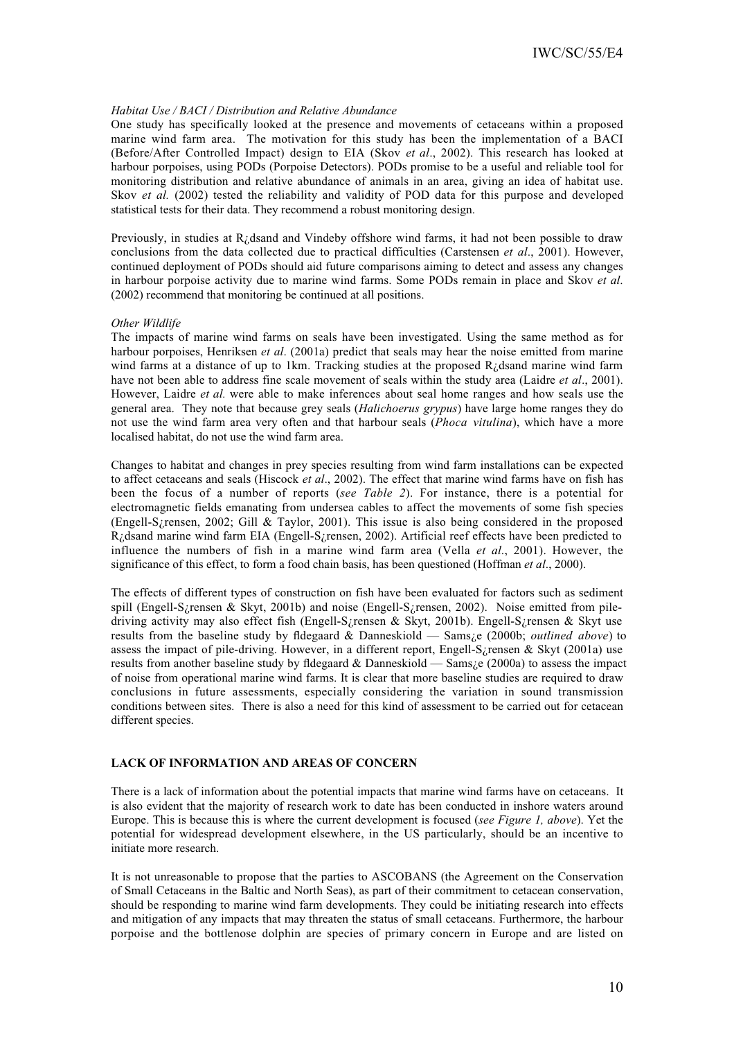*Habitat Use / BACI / Distribution and Relative Abundance*

One study has specifically looked at the presence and movements of cetaceans within a proposed marine wind farm area. The motivation for this study has been the implementation of a BACI (Before/After Controlled Impact) design to EIA (Skov *et al*., 2002). This research has looked at harbour porpoises, using PODs (Porpoise Detectors). PODs promise to be a useful and reliable tool for monitoring distribution and relative abundance of animals in an area, giving an idea of habitat use. Skov *et al.* (2002) tested the reliability and validity of POD data for this purpose and developed statistical tests for their data. They recommend a robust monitoring design.

Previously, in studies at R¿dsand and Vindeby offshore wind farms, it had not been possible to draw conclusions from the data collected due to practical difficulties (Carstensen *et al*., 2001). However, continued deployment of PODs should aid future comparisons aiming to detect and assess any changes in harbour porpoise activity due to marine wind farms. Some PODs remain in place and Skov *et al*. (2002) recommend that monitoring be continued at all positions.

*Other Wildlife*

The impacts of marine wind farms on seals have been investigated. Using the same method as for harbour porpoises, Henriksen *et al*. (2001a) predict that seals may hear the noise emitted from marine wind farms at a distance of up to 1km. Tracking studies at the proposed R¿dsand marine wind farm have not been able to address fine scale movement of seals within the study area (Laidre *et al*., 2001). However, Laidre *et al.* were able to make inferences about seal home ranges and how seals use the general area. They note that because grey seals (*Halichoerus grypus*) have large home ranges they do not use the wind farm area very often and that harbour seals (*Phoca vitulina*), which have a more localised habitat, do not use the wind farm area.

Changes to habitat and changes in prey species resulting from wind farm installations can be expected to affect cetaceans and seals (Hiscock *et al*., 2002). The effect that marine wind farms have on fish has been the focus of a number of reports (*see Table 2*). For instance, there is a potential for electromagnetic fields emanating from undersea cables to affect the movements of some fish species (Engell-S¿rensen, 2002; Gill & Taylor, 2001). This issue is also being considered in the proposed R¿dsand marine wind farm EIA (Engell-S¿rensen, 2002). Artificial reef effects have been predicted to influence the numbers of fish in a marine wind farm area (Vella *et al*., 2001). However, the significance of this effect, to form a food chain basis, has been questioned (Hoffman *et al*., 2000).

The effects of different types of construction on fish have been evaluated for factors such as sediment spill (Engell-S¿rensen & Skyt, 2001b) and noise (Engell-S¿rensen, 2002). Noise emitted from pile-driving activity may also effect fish (Engell-S¿rensen & Skyt, 2001b). Engell-S¿rensen & Skyt use results from the baseline study by fldegaard & Danneskiold — Sams¿e (2000b; *outlined above*) to assess the impact of pile-driving. However, in a different report, Engell-S¿rensen & Skyt (2001a) use results from another baseline study by fldegaard & Danneskiold — Sams¿e (2000a) to assess the impact of noise from operational marine wind farms. It is clear that more baseline studies are required to draw conclusions in future assessments, especially considering the variation in sound transmission conditions between sites. There is also a need for this kind of assessment to be carried out for cetacean different species.

## LACK OF INFORMATION AND AREAS OF CONCERN

There is a lack of information about the potential impacts that marine wind farms have on cetaceans. It is also evident that the majority of research work to date has been conducted in inshore waters around Europe. This is because this is where the current development is focused (*see Figure 1, above*). Yet the potential for widespread development elsewhere, in the US particularly, should be an incentive to initiate more research.

It is not unreasonable to propose that the parties to ASCOBANS (the Agreement on the Conservation of Small Cetaceans in the Baltic and North Seas), as part of their commitment to cetacean conservation, should be responding to marine wind farm developments. They could be initiating research into effects and mitigation of any impacts that may threaten the status of small cetaceans. Furthermore, the harbour porpoise and the bottlenose dolphin are species of primary concern in Europe and are listed on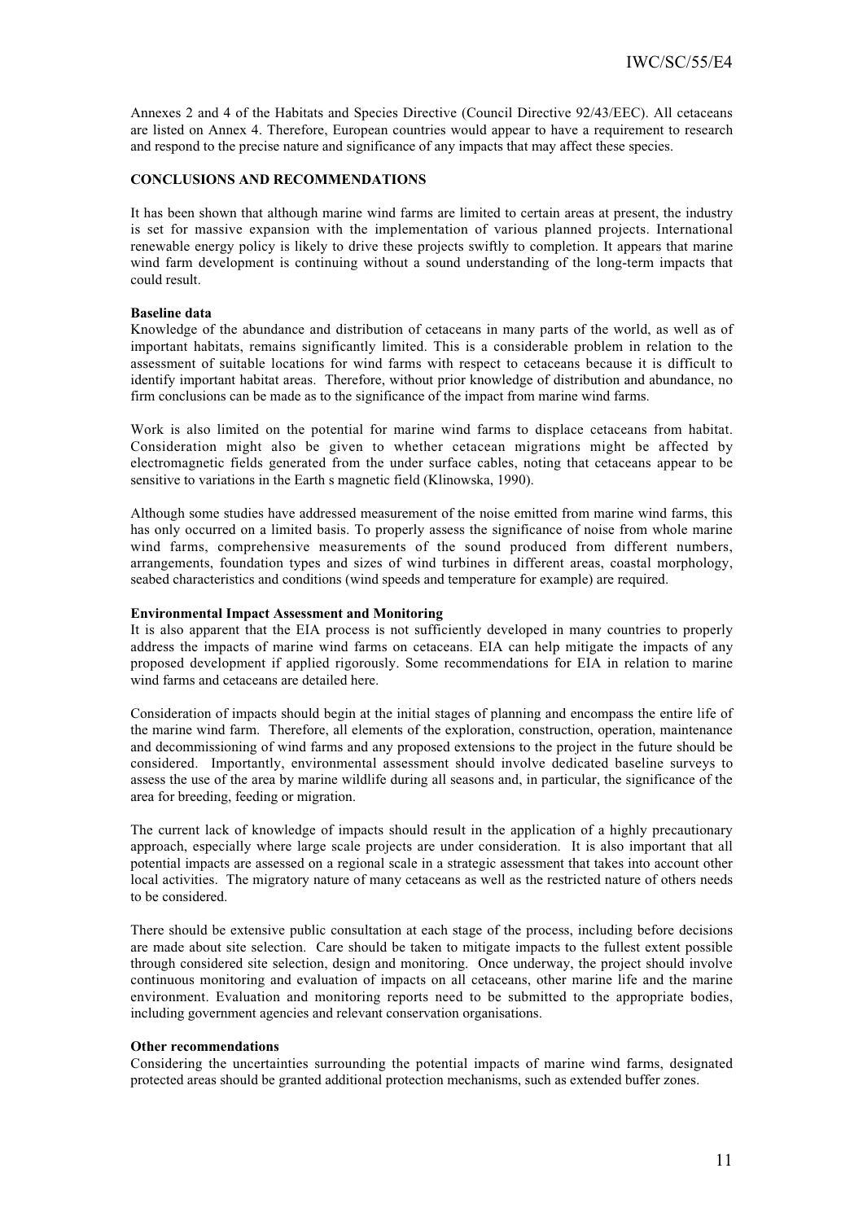Annexes 2 and 4 of the Habitats and Species Directive (Council Directive 92/43/EEC). All cetaceans are listed on Annex 4. Therefore, European countries would appear to have a requirement to research and respond to the precise nature and significance of any impacts that may affect these species.

## CONCLUSIONS AND RECOMMENDATIONS

It has been shown that although marine wind farms are limited to certain areas at present, the industry is set for massive expansion with the implementation of various planned projects. International renewable energy policy is likely to drive these projects swiftly to completion. It appears that marine wind farm development is continuing without a sound understanding of the long-term impacts that could result.

### Baseline data

Knowledge of the abundance and distribution of cetaceans in many parts of the world, as well as of important habitats, remains significantly limited. This is a considerable problem in relation to the assessment of suitable locations for wind farms with respect to cetaceans because it is difficult to identify important habitat areas. Therefore, without prior knowledge of distribution and abundance, no firm conclusions can be made as to the significance of the impact from marine wind farms.

Work is also limited on the potential for marine wind farms to displace cetaceans from habitat. Consideration might also be given to whether cetacean migrations might be affected by electromagnetic fields generated from the under surface cables, noting that cetaceans appear to be sensitive to variations in the Earth s magnetic field (Klinowska, 1990).

Although some studies have addressed measurement of the noise emitted from marine wind farms, this has only occurred on a limited basis. To properly assess the significance of noise from whole marine wind farms, comprehensive measurements of the sound produced from different numbers, arrangements, foundation types and sizes of wind turbines in different areas, coastal morphology, seabed characteristics and conditions (wind speeds and temperature for example) are required.

### Environmental Impact Assessment and Monitoring

It is also apparent that the EIA process is not sufficiently developed in many countries to properly address the impacts of marine wind farms on cetaceans. EIA can help mitigate the impacts of any proposed development if applied rigorously. Some recommendations for EIA in relation to marine wind farms and cetaceans are detailed here.

Consideration of impacts should begin at the initial stages of planning and encompass the entire life of the marine wind farm. Therefore, all elements of the exploration, construction, operation, maintenance and decommissioning of wind farms and any proposed extensions to the project in the future should be considered. Importantly, environmental assessment should involve dedicated baseline surveys to assess the use of the area by marine wildlife during all seasons and, in particular, the significance of the area for breeding, feeding or migration.

The current lack of knowledge of impacts should result in the application of a highly precautionary approach, especially where large scale projects are under consideration. It is also important that all potential impacts are assessed on a regional scale in a strategic assessment that takes into account other local activities. The migratory nature of many cetaceans as well as the restricted nature of others needs to be considered.

There should be extensive public consultation at each stage of the process, including before decisions are made about site selection. Care should be taken to mitigate impacts to the fullest extent possible through considered site selection, design and monitoring. Once underway, the project should involve continuous monitoring and evaluation of impacts on all cetaceans, other marine life and the marine environment. Evaluation and monitoring reports need to be submitted to the appropriate bodies, including government agencies and relevant conservation organisations.

### Other recommendations

Considering the uncertainties surrounding the potential impacts of marine wind farms, designated protected areas should be granted additional protection mechanisms, such as extended buffer zones.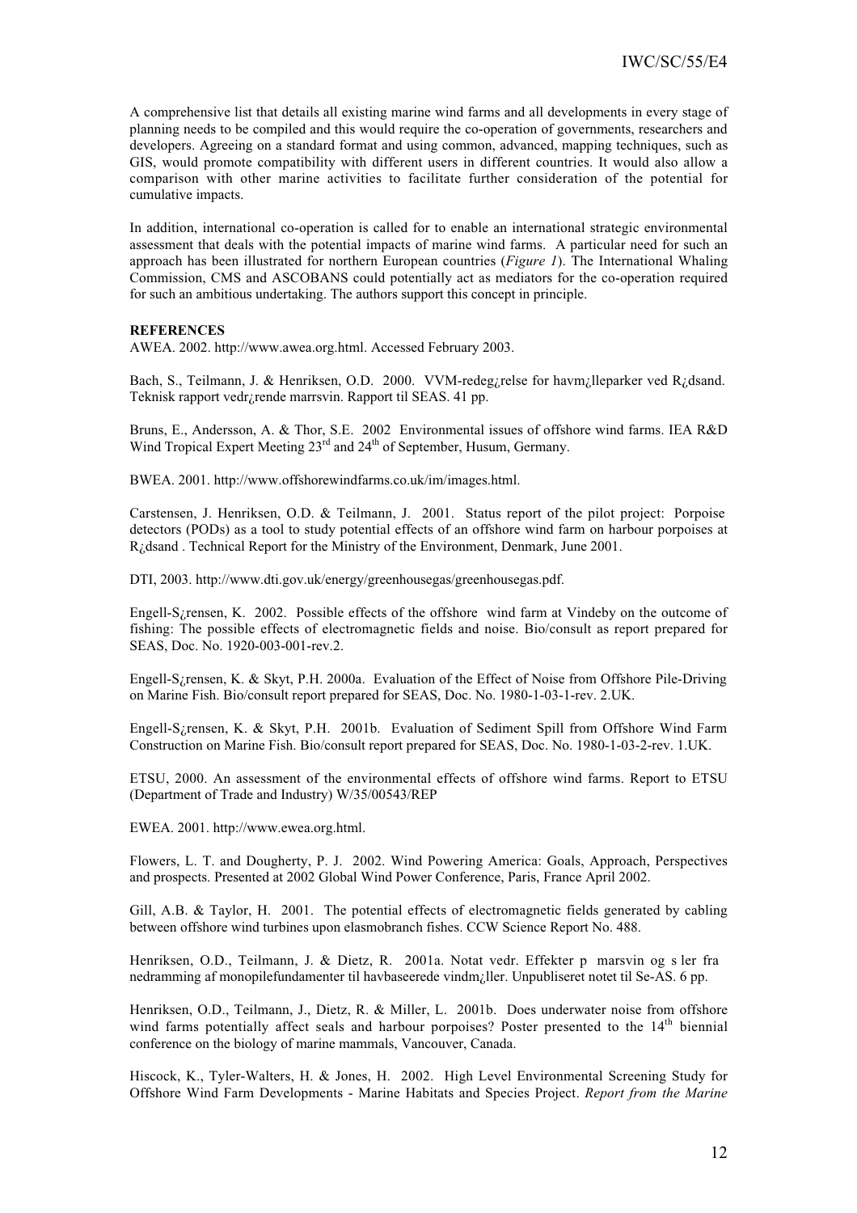A comprehensive list that details all existing marine wind farms and all developments in every stage of planning needs to be compiled and this would require the co-operation of governments, researchers and developers. Agreeing on a standard format and using common, advanced, mapping techniques, such as GIS, would promote compatibility with different users in different countries. It would also allow a comparison with other marine activities to facilitate further consideration of the potential for cumulative impacts.

In addition, international co-operation is called for to enable an international strategic environmental assessment that deals with the potential impacts of marine wind farms. A particular need for such an approach has been illustrated for northern European countries (*Figure 1*). The International Whaling Commission, CMS and ASCOBANS could potentially act as mediators for the co-operation required for such an ambitious undertaking. The authors support this concept in principle.

**REFERENCES**

AWEA. 2002. http://www.awea.org.html. Accessed February 2003.

Bach, S., Teilmann, J. & Henriksen, O.D. 2000. VVM-redeg¿relse for havm¿lleparker ved R¿dsand. Teknisk rapport vedr¿rende marrsvin. Rapport til SEAS. 41 pp.

Bruns, E., Andersson, A. & Thor, S.E. 2002 Environmental issues of offshore wind farms. IEA R&D Wind Tropical Expert Meeting 23rd and 24th of September, Husum, Germany.

BWEA. 2001. http://www.offshorewindfarms.co.uk/im/images.html.

Carstensen, J. Henriksen, O.D. & Teilmann, J. 2001. Status report of the pilot project: Porpoise detectors (PODs) as a tool to study potential effects of an offshore wind farm on harbour porpoises at R¿dsand . Technical Report for the Ministry of the Environment, Denmark, June 2001.

DTI, 2003. http://www.dti.gov.uk/energy/greenhousegas/greenhousegas.pdf.

Engell-S¿rensen, K. 2002. Possible effects of the offshore wind farm at Vindeby on the outcome of fishing: The possible effects of electromagnetic fields and noise. Bio/consult as report prepared for SEAS, Doc. No. 1920-003-001-rev.2.

Engell-S¿rensen, K. & Skyt, P.H. 2000a. Evaluation of the Effect of Noise from Offshore Pile-Driving on Marine Fish. Bio/consult report prepared for SEAS, Doc. No. 1980-1-03-1-rev. 2.UK.

Engell-S¿rensen, K. & Skyt, P.H. 2001b. Evaluation of Sediment Spill from Offshore Wind Farm Construction on Marine Fish. Bio/consult report prepared for SEAS, Doc. No. 1980-1-03-2-rev. 1.UK.

ETSU, 2000. An assessment of the environmental effects of offshore wind farms. Report to ETSU (Department of Trade and Industry) W/35/00543/REP

EWEA. 2001. http://www.ewea.org.html.

Flowers, L. T. and Dougherty, P. J. 2002. Wind Powering America: Goals, Approach, Perspectives and prospects. Presented at 2002 Global Wind Power Conference, Paris, France April 2002.

Gill, A.B. & Taylor, H. 2001. The potential effects of electromagnetic fields generated by cabling between offshore wind turbines upon elasmobranch fishes. CCW Science Report No. 488.

Henriksen, O.D., Teilmann, J. & Dietz, R. 2001a. Notat vedr. Effekter p marsvin og s ler fra nedramming af monopilefundamenter til havbaseerede vindm¿ller. Unpubliseret notet til Se-AS. 6 pp.

Henriksen, O.D., Teilmann, J., Dietz, R. & Miller, L. 2001b. Does underwater noise from offshore wind farms potentially affect seals and harbour porpoises? Poster presented to the 14th biennial conference on the biology of marine mammals, Vancouver, Canada.

Hiscock, K., Tyler-Walters, H. & Jones, H. 2002. High Level Environmental Screening Study for Offshore Wind Farm Developments - Marine Habitats and Species Project. *Report from the Marine*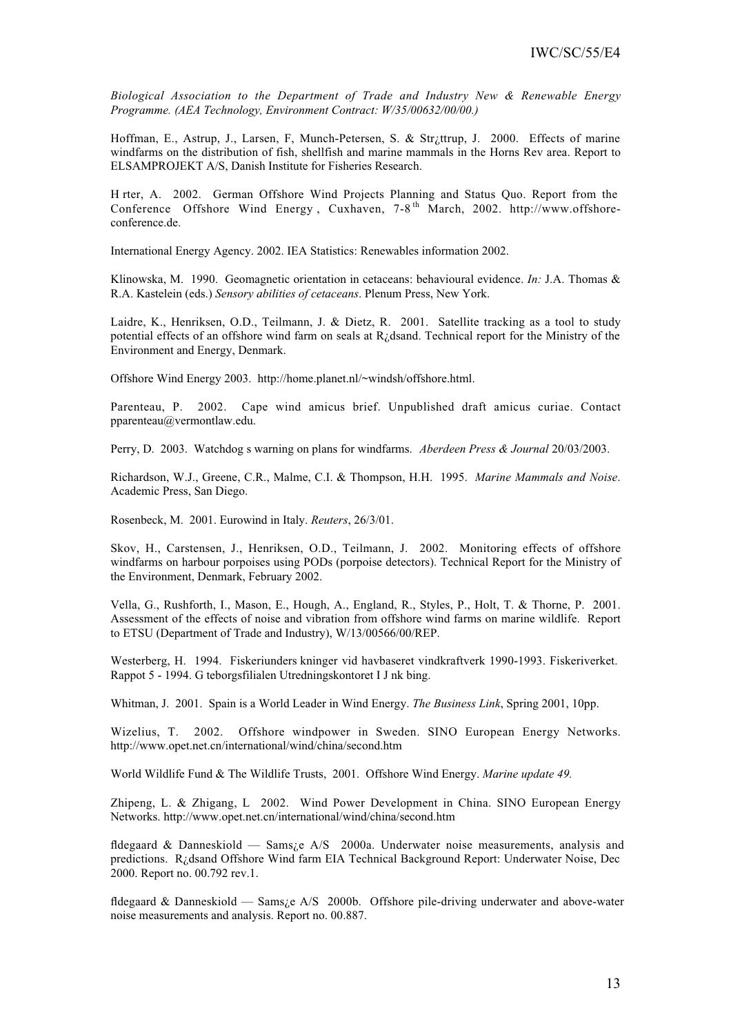*Biological Association to the Department of Trade and Industry New & Renewable Energy Programme. (AEA Technology, Environment Contract: W/35/00632/00/00.)*

Hoffman, E., Astrup, J., Larsen, F, Munch-Petersen, S. & Str¿ttrup, J. 2000. Effects of marine windfarms on the distribution of fish, shellfish and marine mammals in the Horns Rev area. Report to ELSAMPROJEKT A/S, Danish Institute for Fisheries Research.

H rter, A. 2002. German Offshore Wind Projects Planning and Status Quo. Report from the Conference Offshore Wind Energy , Cuxhaven, 7-8$^{th}$ March, 2002. http://www.offshore-conference.de.

International Energy Agency. 2002. IEA Statistics: Renewables information 2002.

Klinowska, M. 1990. Geomagnetic orientation in cetaceans: behavioural evidence. *In:* J.A. Thomas & R.A. Kastelein (eds.) *Sensory abilities of cetaceans*. Plenum Press, New York.

Laidre, K., Henriksen, O.D., Teilmann, J. & Dietz, R. 2001. Satellite tracking as a tool to study potential effects of an offshore wind farm on seals at R¿dsand. Technical report for the Ministry of the Environment and Energy, Denmark.

Offshore Wind Energy 2003. http://home.planet.nl/~windsh/offshore.html.

Parenteau, P. 2002. Cape wind amicus brief. Unpublished draft amicus curiae. Contact pparenteau@vermontlaw.edu.

Perry, D. 2003. Watchdog s warning on plans for windfarms. *Aberdeen Press & Journal* 20/03/2003.

Richardson, W.J., Greene, C.R., Malme, C.I. & Thompson, H.H. 1995. *Marine Mammals and Noise*. Academic Press, San Diego.

Rosenbeck, M. 2001. Eurowind in Italy. *Reuters*, 26/3/01.

Skov, H., Carstensen, J., Henriksen, O.D., Teilmann, J. 2002. Monitoring effects of offshore windfarms on harbour porpoises using PODs (porpoise detectors). Technical Report for the Ministry of the Environment, Denmark, February 2002.

Vella, G., Rushforth, I., Mason, E., Hough, A., England, R., Styles, P., Holt, T. & Thorne, P. 2001. Assessment of the effects of noise and vibration from offshore wind farms on marine wildlife. Report to ETSU (Department of Trade and Industry), W/13/00566/00/REP.

Westerberg, H. 1994. Fiskeriunders kninger vid havbaseret vindkraftverk 1990-1993. Fiskeriverket. Rappot 5 - 1994. G teborgsfilialen Utredningskontoret I J nk bing.

Whitman, J. 2001. Spain is a World Leader in Wind Energy. *The Business Link*, Spring 2001, 10pp.

Wizelius, T. 2002. Offshore windpower in Sweden. SINO European Energy Networks. http://www.opet.net.cn/international/wind/china/second.htm

World Wildlife Fund & The Wildlife Trusts, 2001. Offshore Wind Energy. *Marine update 49.*

Zhipeng, L. & Zhigang, L 2002. Wind Power Development in China. SINO European Energy Networks. http://www.opet.net.cn/international/wind/china/second.htm

fldegaard & Danneskiold — Sams¿e A/S 2000a. Underwater noise measurements, analysis and predictions. R¿dsand Offshore Wind farm EIA Technical Background Report: Underwater Noise, Dec 2000. Report no. 00.792 rev.1.

fldegaard & Danneskiold — Sams¿e A/S 2000b. Offshore pile-driving underwater and above-water noise measurements and analysis. Report no. 00.887.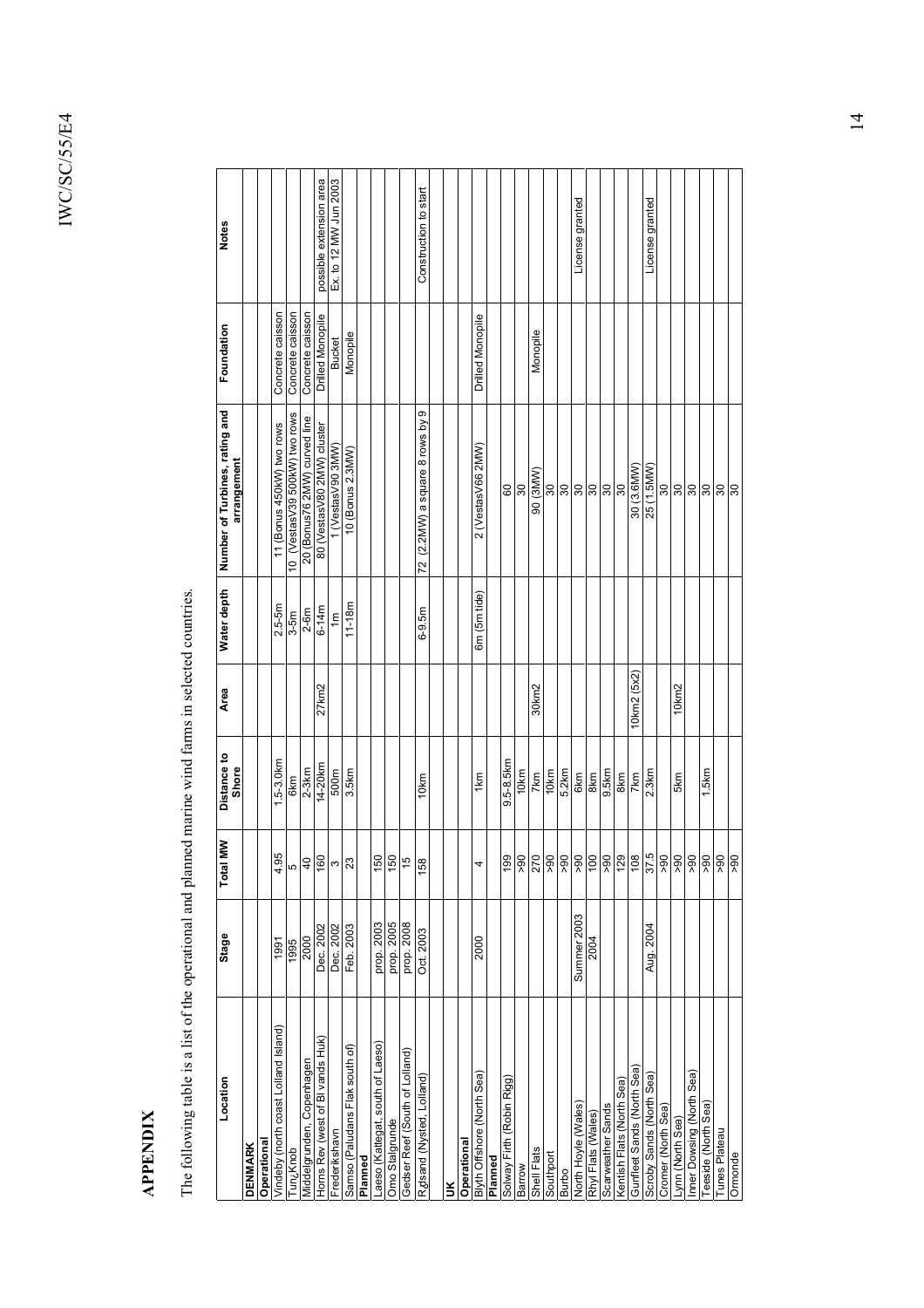# APPENDIX

The following table is a list of the operational and planned marine wind farms in selected countries.

| Location | Stage | Total MW | Distance to Shore | Area | Water depth | Number of Turbines, rating and arrangement | Foundation | Notes |
|---|---|---|---|---|---|---|---|---|
| **DENMARK** | | | | | | | | |
| **Operational** | | | | | | | | |
| Vindeby (north coast Lolland Island) | 1991 | 4.95 | 1.5-3.0km | | 2.5-5m | 11 (Bonus 450kW) two rows | Concrete caisson | |
| Tunø Knob | 1995 | 5 | 6km | | 3-5m | 10 (Vestas V39 500kW) two rows | Concrete caisson | |
| Middelgrunden, Copenhagen | 2000 | 40 | 2-3km | | 2-6m | 20 (Bonus 76 2MW) curved line | Concrete caisson | |
| Horns Rev (west of Bl vands Huk) | Dec. 2002 | 160 | 14-20km | 27km2 | 6-14m | 80 (Vestas V80 2MW) cluster | Drilled Monopile | possible extension area |
| Frederikshavn | Dec. 2002 | 3 | 500m | | 1m | 1 (Vestas V90 3MW) | Bucket | Ex. to 12 MW Jun 2003 |
| Samso (Paludans Flak south of) | Feb. 2003 | 23 | 3.5km | | 11-18m | 10 (Bonus 2.3MW) | Monopile | |
| **Planned** | | | | | | | | |
| Laeso (Kattegat, south of Laeso) | prop. 2003 | 150 | | | | | | |
| Omo Stalgrunde | prop. 2005 | 150 | | | | | | |
| Gedser Reef (South of Lolland) | prop. 2008 | 15 | | | | | | |
| Rødsand (Nysted, Lolland) | Oct. 2003 | 158 | 10km | | 6-9.5m | 72 (2.2MW) a square 8 rows by 9 | | Construction to start |
| | | | | | | | | |
| **UK** | | | | | | | | |
| **Operational** | | | | | | | | |
| Blyth Offshore (North Sea) | 2000 | 4 | 1km | | 6m (5m tide) | 2 (Vestas V66 2MW) | Drilled Monopile | |
| **Planned** | | | | | | | | |
| Solway Firth (Robin Rigg) | | 199 | 9.5-8.5km | | | 60 | | |
| Barrow | | >90 | 10km | | | 30 | | |
| Shell Flats | | 270 | 7km | 30km2 | | 90 (3MW) | Monopile | |
| Southport | | >90 | 10km | | | 30 | | |
| Burbo | | >90 | 5.2km | | | 30 | | |
| North Hoyle (Wales) | Summer 2003 | >90 | 6km | | | 30 | | License granted |
| Rhyl Flats (Wales) | 2004 | 100 | 8km | | | 30 | | |
| Scarweather Sands | | >90 | 9.5km | | | 30 | | |
| Kentish Flats (North Sea) | | 129 | 8km | | | 30 | | |
| Gunfleet Sands (North Sea) | | 108 | 7km | 10km2 (5x2) | | 30 (3.6MW) | | |
| Scroby Sands (North Sea) | Aug. 2004 | 37.5 | 2.3km | | | 25 (1.5MW) | | License granted |
| Cromer (North Sea) | | >90 | | | | 30 | | |
| Lynn (North Sea) | | >90 | 5km | 10km2 | | 30 | | |
| Inner Dowsing (North Sea) | | >90 | | | | 30 | | |
| Teeside (North Sea) | | >90 | 1.5km | | | 30 | | |
| Tunes Plateau | | >90 | | | | 30 | | |
| Ormonde | | >90 | | | | 30 | | |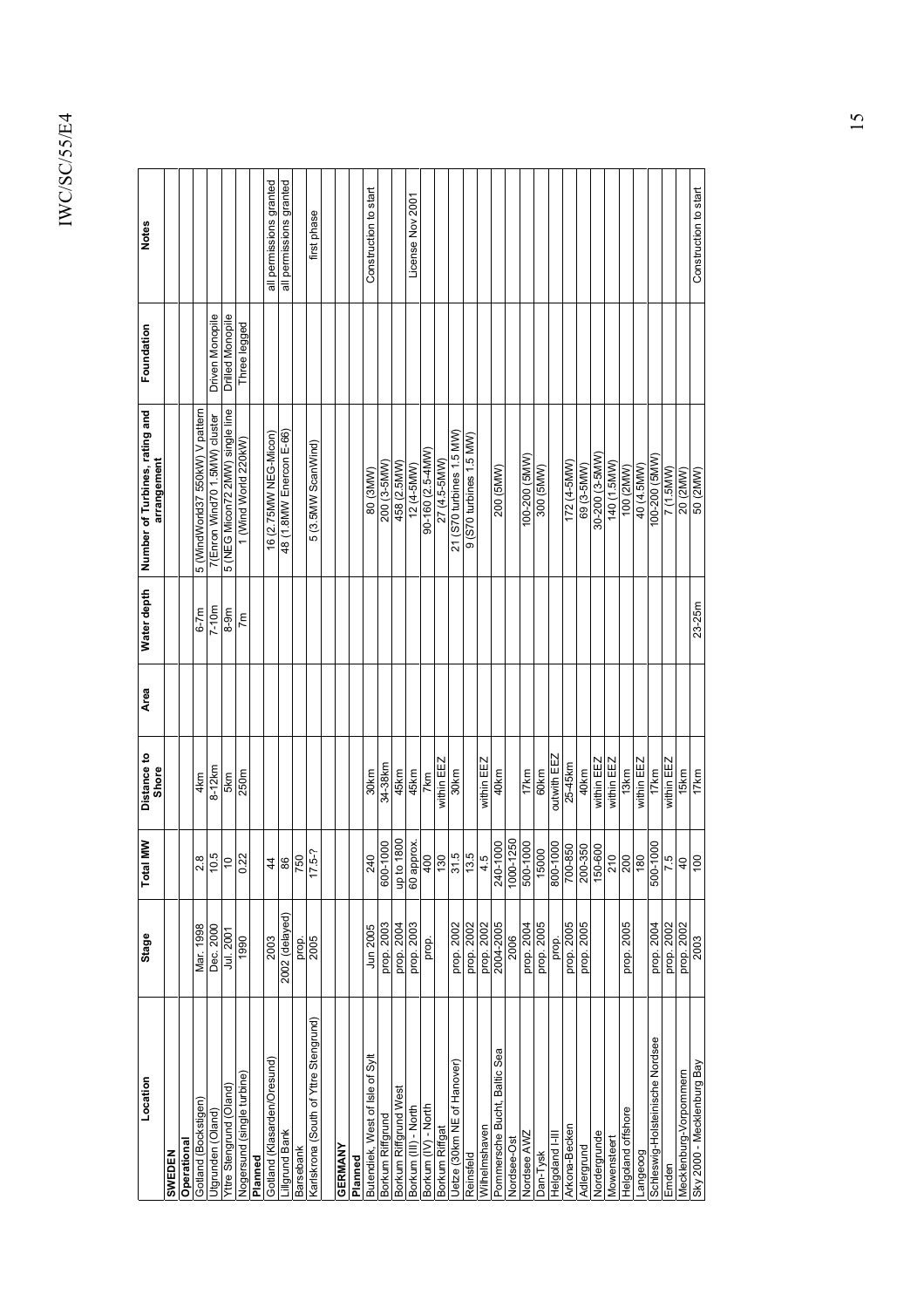| Location | Stage | Total MW | Distance to Shore | Area | Water depth | Number of Turbines, rating and arrangement | Foundation | Notes |
|---|---|---|---|---|---|---|---|---|
| **SWEDEN** | | | | | | | | |
| **Operational** | | | | | | | | |
| Gotland (Bockstigen) | Mar. 1998 | 2.8 | 4km | | 6-7m | 5 (WindWorld37 550kW) V pattern | | |
| Utgrunden (Oland) | Dec. 2000 | 10.5 | 8-12km | | 7-10m | 7(Enron Wind70 1.5MW) cluster | Driven Monopile | |
| Yttre Stengrund (Oland) | Jul. 2001 | 10 | 5km | | 8-9m | 5 (NEG Micon72 2MW) single line | Drilled Monopile | |
| Nogersund (single turbine) | 1990 | 0.22 | 250m | | 7m | 1 (Wind World 220kW) | Three legged | |
| **Planned** | | | | | | | | |
| Gotland (Klasarden/Oresund) | 2003 | 44 | | | | 16 (2.75MW NEG-Micon) | | all permissions granted |
| Lillgrund Bank | 2002 (delayed) | 86 | | | | 48 (1.8MW Enercon E-66) | | all permissions granted |
| Barsebank | prop. | 750 | | | | | | |
| Karlskrona (South of Yttre Stengrund) | 2005 | 17.5-? | | | | 5 (3.5MW ScanWind) | | first phase |
| | | | | | | | | |
| **GERMANY** | | | | | | | | |
| **Planned** | | | | | | | | |
| Butendiek, West of Isle of Sylt | Jun 2005 | 240 | 30km | | | 80 (3MW) | | Construction to start |
| Borkum Riffgrund | prop. 2003 | 600-1000 | 34-38km | | | 200 (3-5MW) | | |
| Borkum Riffgrund West | prop. 2004 | up to 1800 | 45km | | | 458 (2.5MW) | | |
| Borkum (III) - North | prop. 2003 | 60 approx. | 45km | | | 12 (4-5MW) | | License Nov 2001 |
| Borkum (IV) - North | prop. | 400 | 7km | | | 90-160 (2.5-4MW) | | |
| Borkum Riffgat | | 130 | within EEZ | | | 27 (4.5-5MW) | | |
| Uetze (30km NE of Hanover) | prop. 2002 | 31.5 | 30km | | | 21 (S70 turbines 1.5 MW) | | |
| Reinsfeld | prop. 2002 | 13.5 | | | | 9 (S70 turbines 1.5 MW) | | |
| Wilhelmshaven | prop. 2002 | 4.5 | within EEZ | | | | | |
| Pommersche Bucht, Baltic Sea | 2004-2005 | 240-1000 | 40km | | | 200 (5MW) | | |
| Nordsee-Ost | 2006 | 1000-1250 | | | | | | |
| Nordsee AWZ | prop. 2004 | 500-1000 | 17km | | | 100-200 (5MW) | | |
| Dan-Tysk | prop. 2005 | 15000 | 60km | | | 300 (5MW) | | |
| Helgoland I-III | prop. | 800-1000 | outwith EEZ | | | | | |
| Arkona-Becken | prop. 2005 | 700-850 | 25-45km | | | 172 (4-5MW) | | |
| Adlergrund | prop. 2005 | 200-350 | 40km | | | 69 (3-5MW) | | |
| Nordergrunde | | 150-600 | within EEZ | | | 30-200 (3-5MW) | | |
| Mowensteert | | 210 | within EEZ | | | 140 (1.5MW) | | |
| Helgoland offshore | prop. 2005 | 200 | 13km | | | 100 (2MW) | | |
| Langeoog | | 180 | within EEZ | | | 40 (4.5MW) | | |
| Schleswig-Holsteinische Nordsee | prop. 2004 | 500-1000 | 17km | | | 100-200 (5MW) | | |
| Emden | prop. 2002 | 7.5 | within EEZ | | | 7 (1.5MW) | | |
| Mecklenburg-Vorpommern | prop. 2002 | 40 | 15km | | | 20 (2MW) | | |
| Sky 2000 - Mecklenburg Bay | 2003 | 100 | 17km | | 23-25m | 50 (2MW) | | Construction to start |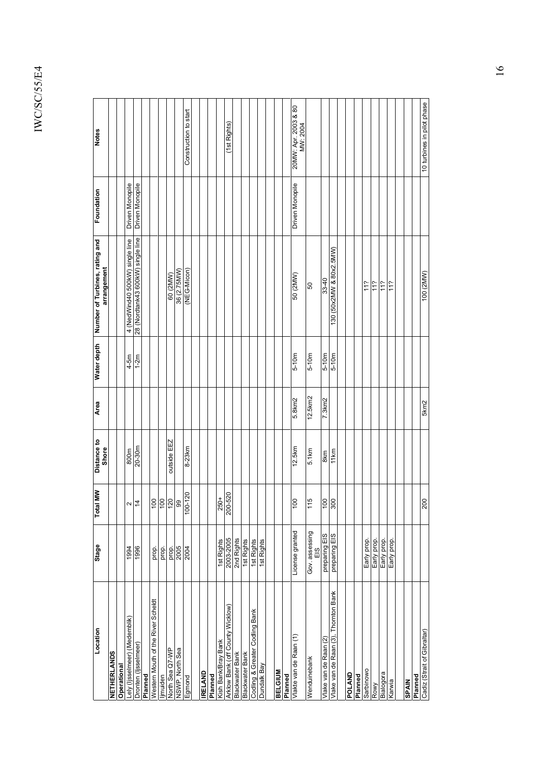| Location | Stage | Total MW | Distance to Shore | Area | Water depth | Number of Turbines, rating and arrangement | Foundation | Notes |
|---|---|---|---|---|---|---|---|---|
| **NETHERLANDS** | | | | | | | | |
| **Operational** | | | | | | | | |
| Lely (Ijsselmeer) (Medemblik) | 1994 | 2 | 800m | | 4-5m | 4 (NedWind40 500kW) single line | Driven Monopile | |
| Dronten (Ijsselmeer) | 1996 | 14 | 20-30m | | 1-2m | 28 (Nordtank43 600kW) single line | Driven Monopile | |
| **Planned** | | | | | | | | |
| Western Mouth of the River Scheldt | prop. | 100 | | | | | | |
| Ijmuiden | prop. | 100 | | | | | | |
| North Sea Q7-WP | prop. | 120 | outside EEZ | | | 60 (2MW) | | |
| NSWP, North Sea | 2005 | 99 | | | | 36 (2.75MW) | | |
| Egmond | 2004 | 100-120 | 8-23km | | | (NEG-Micon) | | Construction to start |
| | | | | | | | | |
| **IRELAND** | | | | | | | | |
| **Planned** | | | | | | | | |
| Kish Bank/Bray Bank | 1st Rights | 250+ | | | | | | |
| Arklow Bank (off County Wicklow) | 2003-2005 | 200-520 | | | | | | (1st Rights) |
| Blackwater Bank | 2nd Rights | | | | | | | |
| Blackwater Bank | 1st Rights | | | | | | | |
| Codling & Greater Codling Bank | 1st Rights | | | | | | | |
| Dundalk Bay | 1st Rights | | | | | | | |
| | | | | | | | | |
| **BELGIUM** | | | | | | | | |
| **Planned** | | | | | | | | |
| Vlakte van de Raan (1) | License granted | 100 | 12.5km | 5.8km2 | 5-10m | 50 (2MW) | Driven Monopile | 20MW: Apr. 2003 & 80 MW: 2004 |
| Wenduinebank | Gov. assessing EIS | 115 | 5.1km | 12.5km2 | 5-10m | 50 | | |
| Vlake van de Raan (2) | preparing EIS | 100 | 8km | 7.3km2 | 5-10m | 33-40 | | |
| Vlake van de Raan (3), Thornton Bank | preparing EIS | 300 | 11km | | 5-10m | 130 (50x2MW & 80x2.5MW) | | |
| | | | | | | | | |
| **POLAND** | | | | | | | | |
| **Planned** | | | | | | | | |
| Sarbinowo | Early prop. | | | | | 11? | | |
| Rowy | Early prop. | | | | | 11? | | |
| Bialogora | Early prop. | | | | | 11? | | |
| Karwia | Early prop. | | | | | 11? | | |
| | | | | | | | | |
| **SPAIN** | | | | | | | | |
| **Planned** | | | | | | | | |
| Cadiz (Strait of Gibraltar) | | 200 | | 5km2 | | 100 (2MW) | | 10 turbines in pilot phase |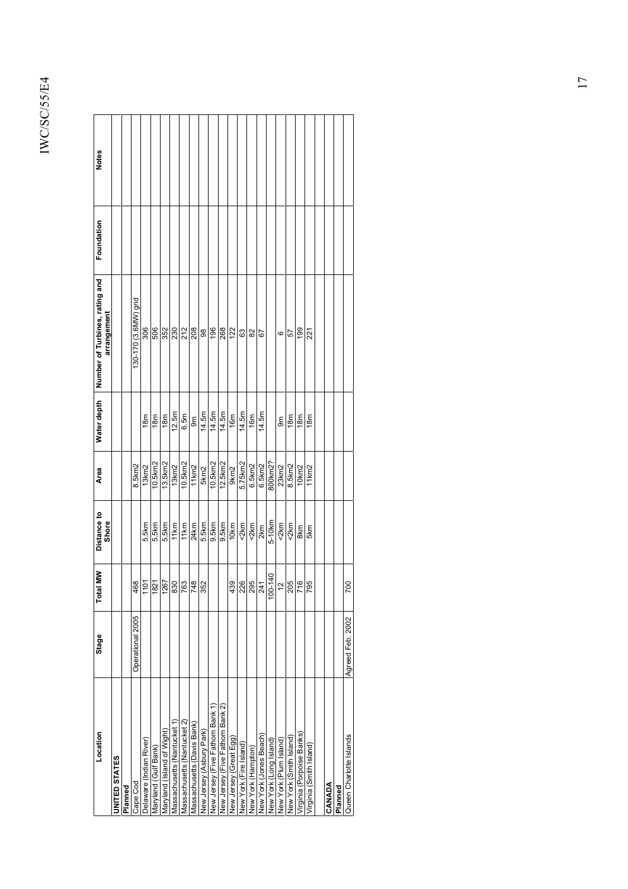| Location | Stage | Total MW | Distance to Shore | Area | Water depth | Number of Turbines, rating and arrangement | Foundation | Notes |
|---|---|---|---|---|---|---|---|---|
| **UNITED STATES** | | | | | | | | |
| **Planned** | | | | | | | | |
| Cape Cod | Operational 2005 | 468 | | 8.5km2 | | 130-170 (3.6MW) grid | | |
| Delaware (Indian River) | | 1101 | 5.5km | 13km2 | 18m | 306 | | |
| Maryland (Gulf Bank) | | 1821 | 5.5km | 10.5km2 | 18m | 506 | | |
| Maryland (Island of Wight) | | 1267 | 5.5km | 13.5km2 | 18m | 352 | | |
| Massachusetts (Nantucket 1) | | 830 | 11km | 13km2 | 12.5m | 230 | | |
| Massachusetts (Nantucket 2) | | 763 | 11km | 10.5km2 | 6.5m | 212 | | |
| Massachusetts (Davis Bank) | | 748 | 24km | 11km2 | 9m | 208 | | |
| New Jersey (Asbury Park) | | 352 | 5.5km | 5km2 | 14.5m | 98 | | |
| New Jersey (Five Fathom Bank 1) | | | 9.5km | 10.5km2 | 14.5m | 196 | | |
| New Jersey (Five Fathom Bank 2) | | | 9.5km | 12.5km2 | 14.5m | 268 | | |
| New Jersey (Great Egg) | | 439 | 10km | 9km2 | 16m | 122 | | |
| New York (Fire Island) | | 226 | <2km | 5.75km2 | 14.5m | 63 | | |
| New York (Hampton) | | 295 | <2km | 6.5km2 | 16m | 82 | | |
| New York (Jones Beach) | | 241 | 2km | 6.5km2 | 14.5m | 67 | | |
| New York (Long Island) | | 100-140 | 5-10km | 800km2? | | | | |
| New York (Plum Island) | | 12 | <2km | 23km2 | 9m | 6 | | |
| New York (Smith Island) | | 205 | <2km | 8.5km2 | 18m | 57 | | |
| Virginia (Porpoise Banks) | | 716 | 8km | 10km2 | 18m | 199 | | |
| Virginia (Smith Island) | | 795 | 5km | 11km2 | 18m | 221 | | |
| | | | | | | | | |
| **CANADA** | | | | | | | | |
| **Planned** | | | | | | | | |
| Queen Charlotte Islands | Agreed Feb. 2002 | 700 | | | | | | |